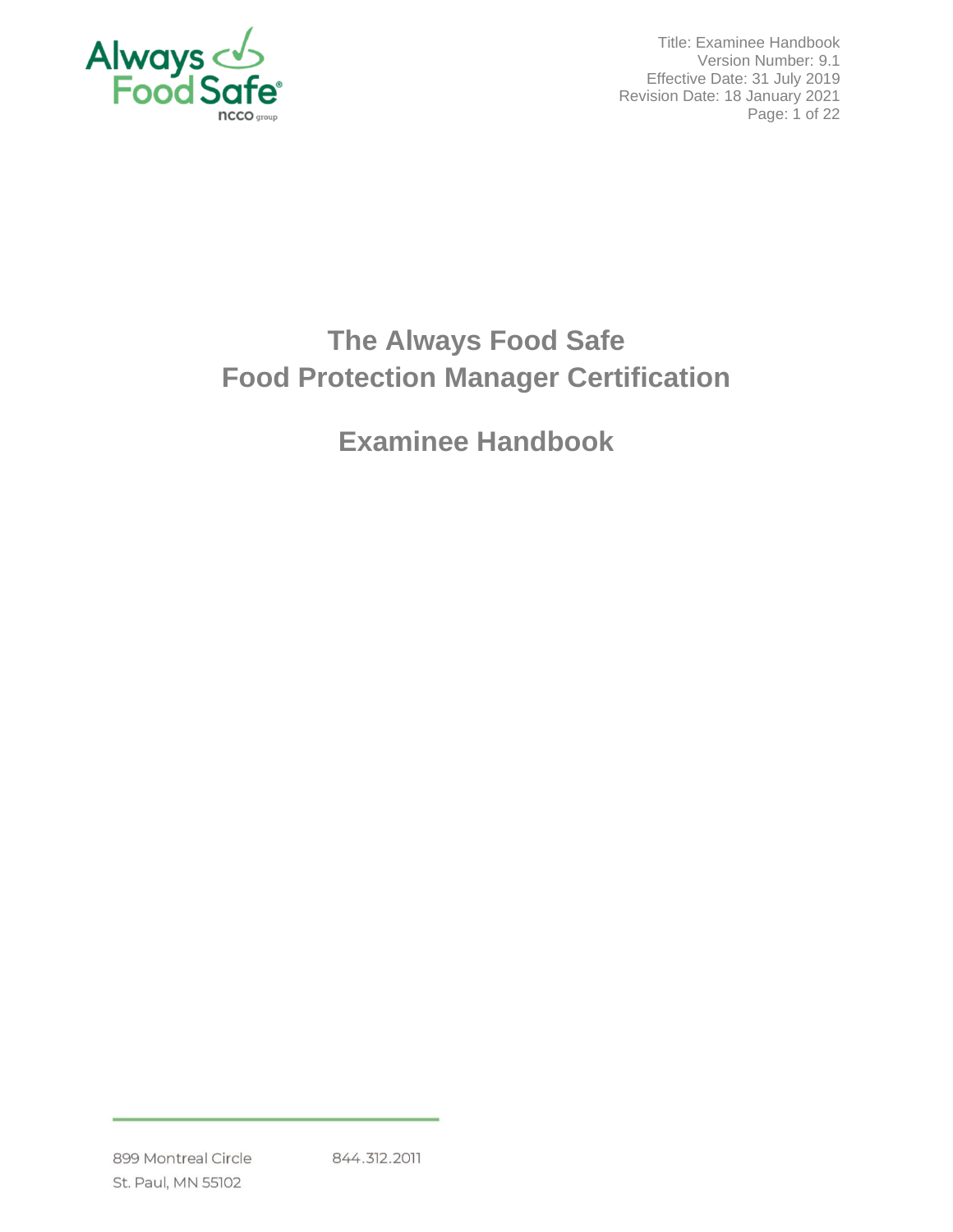Title: Examinee Handbook
Version Number: 9.1
Effective Date: 31 July 2019
Revision Date: 18 January 2021

# The Always Food Safe Food Protection Manager Certification

# Examinee Handbook

899 Montreal Circle
St. Paul, MN 55102

844.312.2011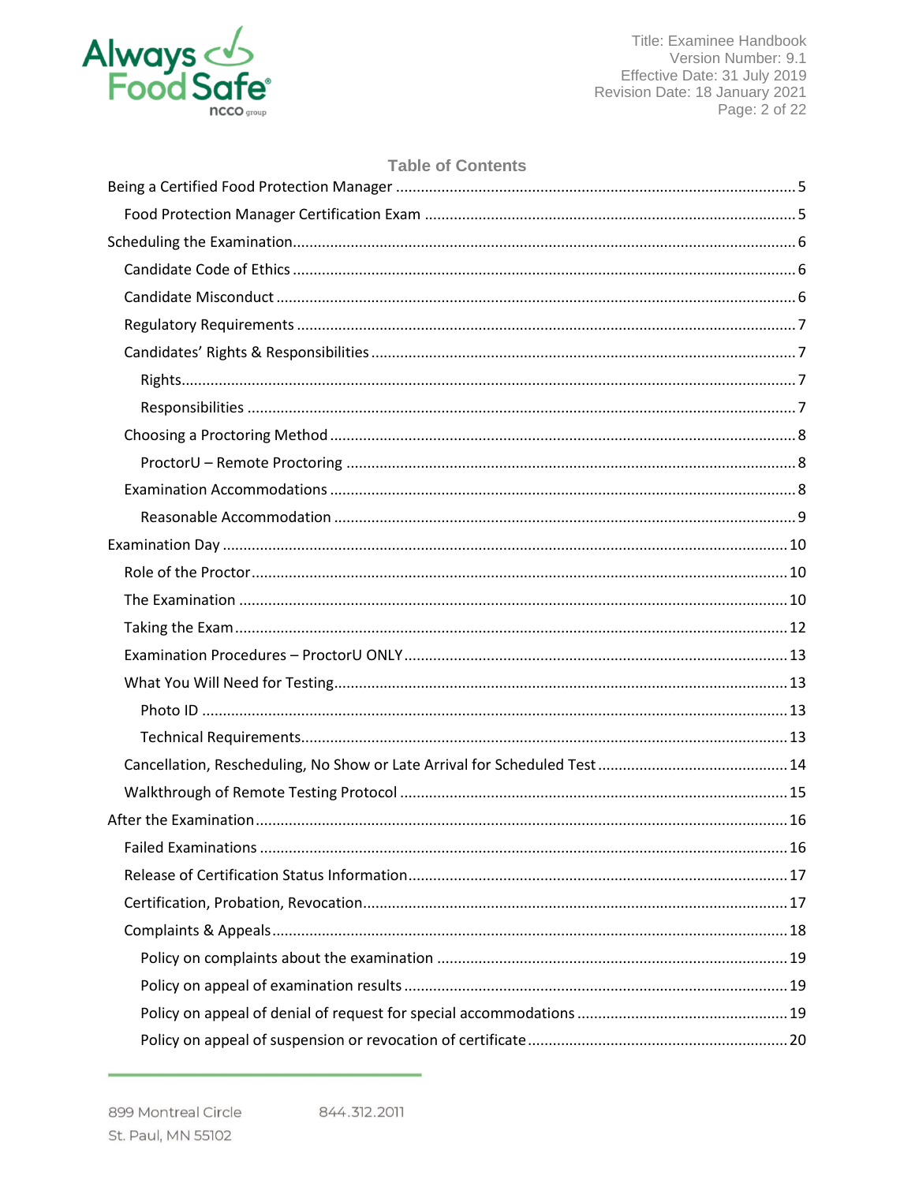## Table of Contents

- Being a Certified Food Protection Manager ..... 5
  - Food Protection Manager Certification Exam ..... 5
- Scheduling the Examination ..... 6
  - Candidate Code of Ethics ..... 6
  - Candidate Misconduct ..... 6
  - Regulatory Requirements ..... 7
  - Candidates' Rights & Responsibilities ..... 7
    - Rights ..... 7
    - Responsibilities ..... 7
  - Choosing a Proctoring Method ..... 8
    - ProctorU – Remote Proctoring ..... 8
  - Examination Accommodations ..... 8
    - Reasonable Accommodation ..... 9
- Examination Day ..... 10
  - Role of the Proctor ..... 10
  - The Examination ..... 10
  - Taking the Exam ..... 12
  - Examination Procedures – ProctorU ONLY ..... 13
  - What You Will Need for Testing ..... 13
    - Photo ID ..... 13
    - Technical Requirements ..... 13
  - Cancellation, Rescheduling, No Show or Late Arrival for Scheduled Test ..... 14
  - Walkthrough of Remote Testing Protocol ..... 15
- After the Examination ..... 16
  - Failed Examinations ..... 16
  - Release of Certification Status Information ..... 17
  - Certification, Probation, Revocation ..... 17
  - Complaints & Appeals ..... 18
    - Policy on complaints about the examination ..... 19
    - Policy on appeal of examination results ..... 19
    - Policy on appeal of denial of request for special accommodations ..... 19
    - Policy on appeal of suspension or revocation of certificate ..... 20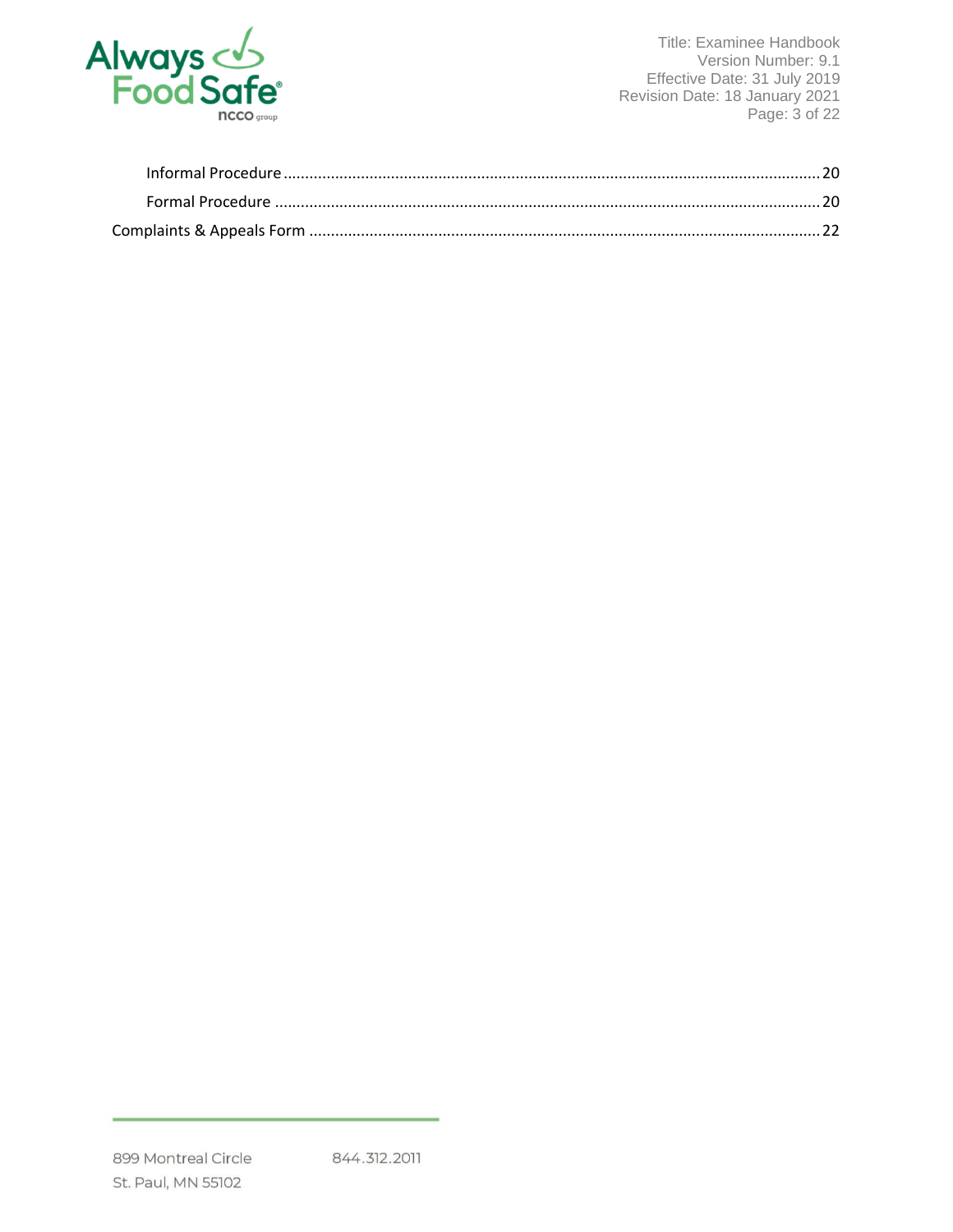Informal Procedure ..................................................................................................................... 20

Formal Procedure ....................................................................................................................... 20

Complaints & Appeals Form ............................................................................................................. 22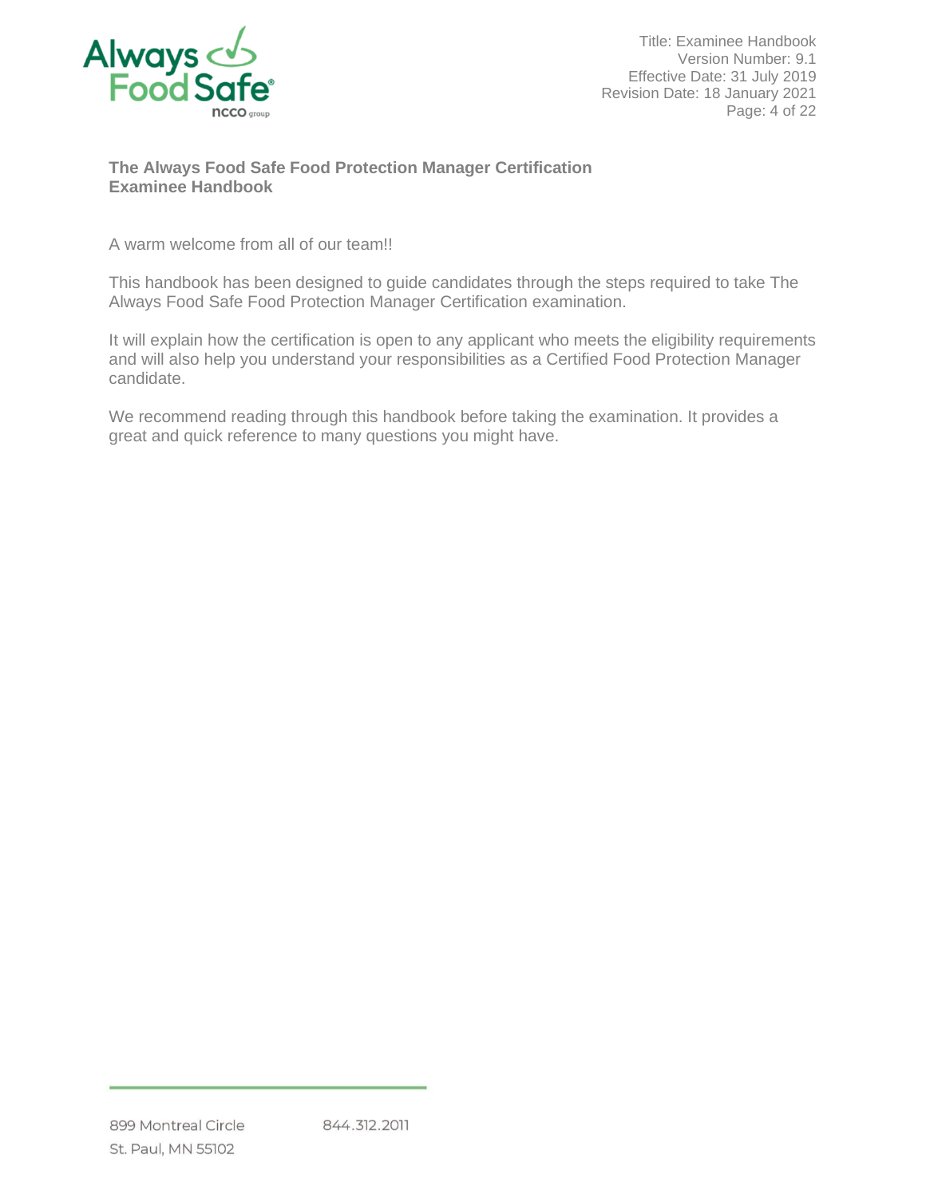## The Always Food Safe Food Protection Manager Certification Examinee Handbook

A warm welcome from all of our team!!

This handbook has been designed to guide candidates through the steps required to take The Always Food Safe Food Protection Manager Certification examination.

It will explain how the certification is open to any applicant who meets the eligibility requirements and will also help you understand your responsibilities as a Certified Food Protection Manager candidate.

We recommend reading through this handbook before taking the examination. It provides a great and quick reference to many questions you might have.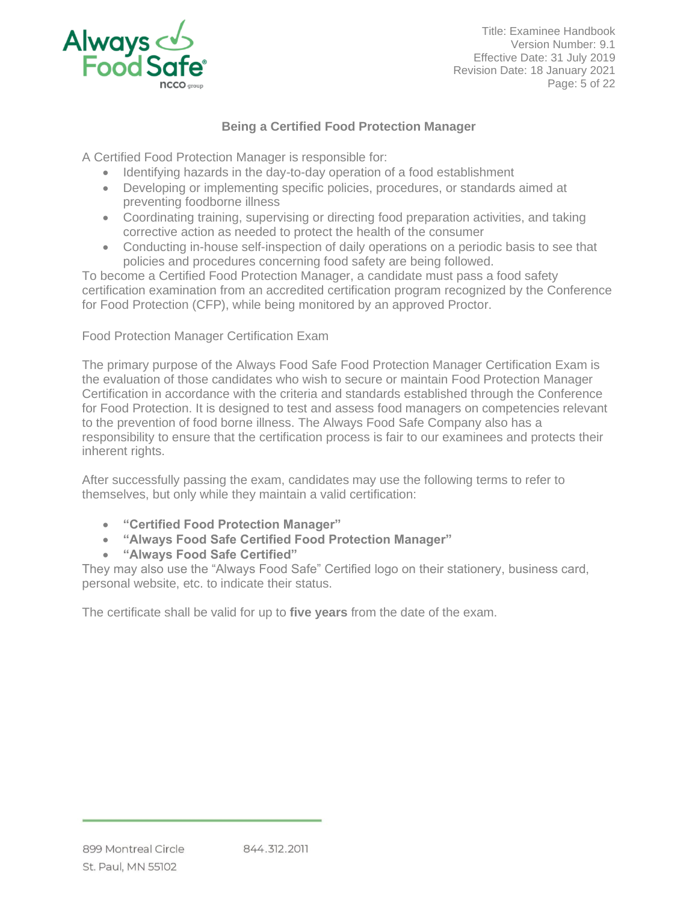## Being a Certified Food Protection Manager

A Certified Food Protection Manager is responsible for:

- Identifying hazards in the day-to-day operation of a food establishment
- Developing or implementing specific policies, procedures, or standards aimed at preventing foodborne illness
- Coordinating training, supervising or directing food preparation activities, and taking corrective action as needed to protect the health of the consumer
- Conducting in-house self-inspection of daily operations on a periodic basis to see that policies and procedures concerning food safety are being followed.

To become a Certified Food Protection Manager, a candidate must pass a food safety certification examination from an accredited certification program recognized by the Conference for Food Protection (CFP), while being monitored by an approved Proctor.

### Food Protection Manager Certification Exam

The primary purpose of the Always Food Safe Food Protection Manager Certification Exam is the evaluation of those candidates who wish to secure or maintain Food Protection Manager Certification in accordance with the criteria and standards established through the Conference for Food Protection. It is designed to test and assess food managers on competencies relevant to the prevention of food borne illness. The Always Food Safe Company also has a responsibility to ensure that the certification process is fair to our examinees and protects their inherent rights.

After successfully passing the exam, candidates may use the following terms to refer to themselves, but only while they maintain a valid certification:

- **"Certified Food Protection Manager"**
- **"Always Food Safe Certified Food Protection Manager"**
- **"Always Food Safe Certified"**

They may also use the "Always Food Safe" Certified logo on their stationery, business card, personal website, etc. to indicate their status.

The certificate shall be valid for up to **five years** from the date of the exam.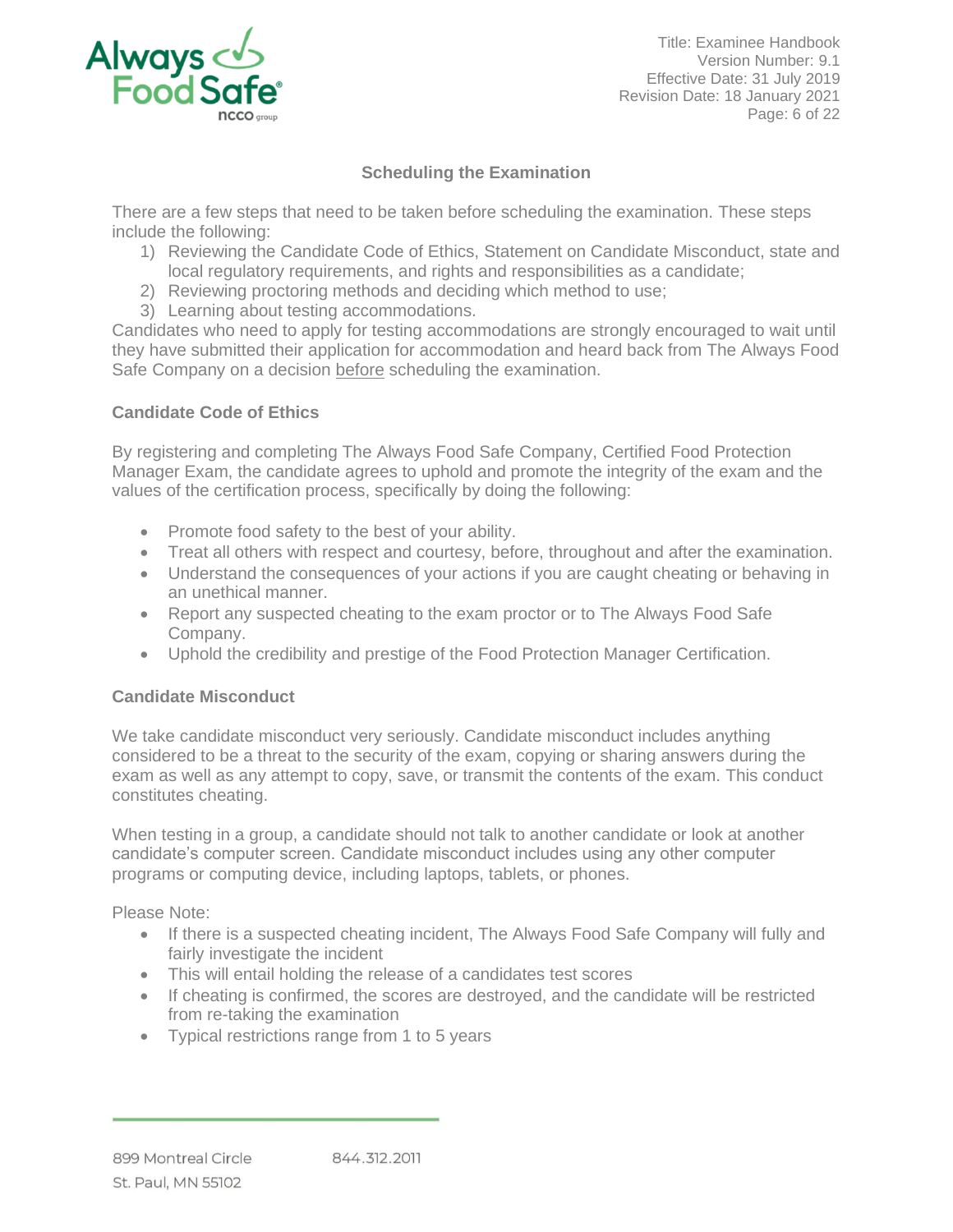## Scheduling the Examination

There are a few steps that need to be taken before scheduling the examination. These steps include the following:

1) Reviewing the Candidate Code of Ethics, Statement on Candidate Misconduct, state and local regulatory requirements, and rights and responsibilities as a candidate;
2) Reviewing proctoring methods and deciding which method to use;
3) Learning about testing accommodations.

Candidates who need to apply for testing accommodations are strongly encouraged to wait until they have submitted their application for accommodation and heard back from The Always Food Safe Company on a decision <u>before</u> scheduling the examination.

### Candidate Code of Ethics

By registering and completing The Always Food Safe Company, Certified Food Protection Manager Exam, the candidate agrees to uphold and promote the integrity of the exam and the values of the certification process, specifically by doing the following:

- Promote food safety to the best of your ability.
- Treat all others with respect and courtesy, before, throughout and after the examination.
- Understand the consequences of your actions if you are caught cheating or behaving in an unethical manner.
- Report any suspected cheating to the exam proctor or to The Always Food Safe Company.
- Uphold the credibility and prestige of the Food Protection Manager Certification.

### Candidate Misconduct

We take candidate misconduct very seriously. Candidate misconduct includes anything considered to be a threat to the security of the exam, copying or sharing answers during the exam as well as any attempt to copy, save, or transmit the contents of the exam. This conduct constitutes cheating.

When testing in a group, a candidate should not talk to another candidate or look at another candidate's computer screen. Candidate misconduct includes using any other computer programs or computing device, including laptops, tablets, or phones.

Please Note:

- If there is a suspected cheating incident, The Always Food Safe Company will fully and fairly investigate the incident
- This will entail holding the release of a candidates test scores
- If cheating is confirmed, the scores are destroyed, and the candidate will be restricted from re-taking the examination
- Typical restrictions range from 1 to 5 years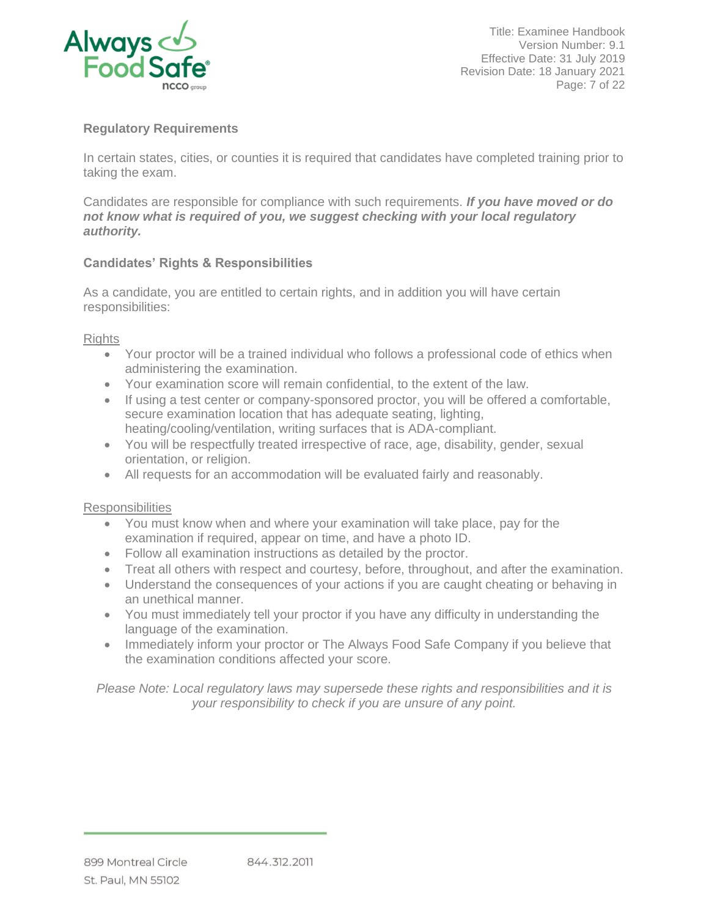## Regulatory Requirements

In certain states, cities, or counties it is required that candidates have completed training prior to taking the exam.

Candidates are responsible for compliance with such requirements. ***If you have moved or do not know what is required of you, we suggest checking with your local regulatory authority.***

## Candidates' Rights & Responsibilities

As a candidate, you are entitled to certain rights, and in addition you will have certain responsibilities:

Rights

- Your proctor will be a trained individual who follows a professional code of ethics when administering the examination.
- Your examination score will remain confidential, to the extent of the law.
- If using a test center or company-sponsored proctor, you will be offered a comfortable, secure examination location that has adequate seating, lighting, heating/cooling/ventilation, writing surfaces that is ADA-compliant.
- You will be respectfully treated irrespective of race, age, disability, gender, sexual orientation, or religion.
- All requests for an accommodation will be evaluated fairly and reasonably.

Responsibilities

- You must know when and where your examination will take place, pay for the examination if required, appear on time, and have a photo ID.
- Follow all examination instructions as detailed by the proctor.
- Treat all others with respect and courtesy, before, throughout, and after the examination.
- Understand the consequences of your actions if you are caught cheating or behaving in an unethical manner.
- You must immediately tell your proctor if you have any difficulty in understanding the language of the examination.
- Immediately inform your proctor or The Always Food Safe Company if you believe that the examination conditions affected your score.

*Please Note: Local regulatory laws may supersede these rights and responsibilities and it is your responsibility to check if you are unsure of any point.*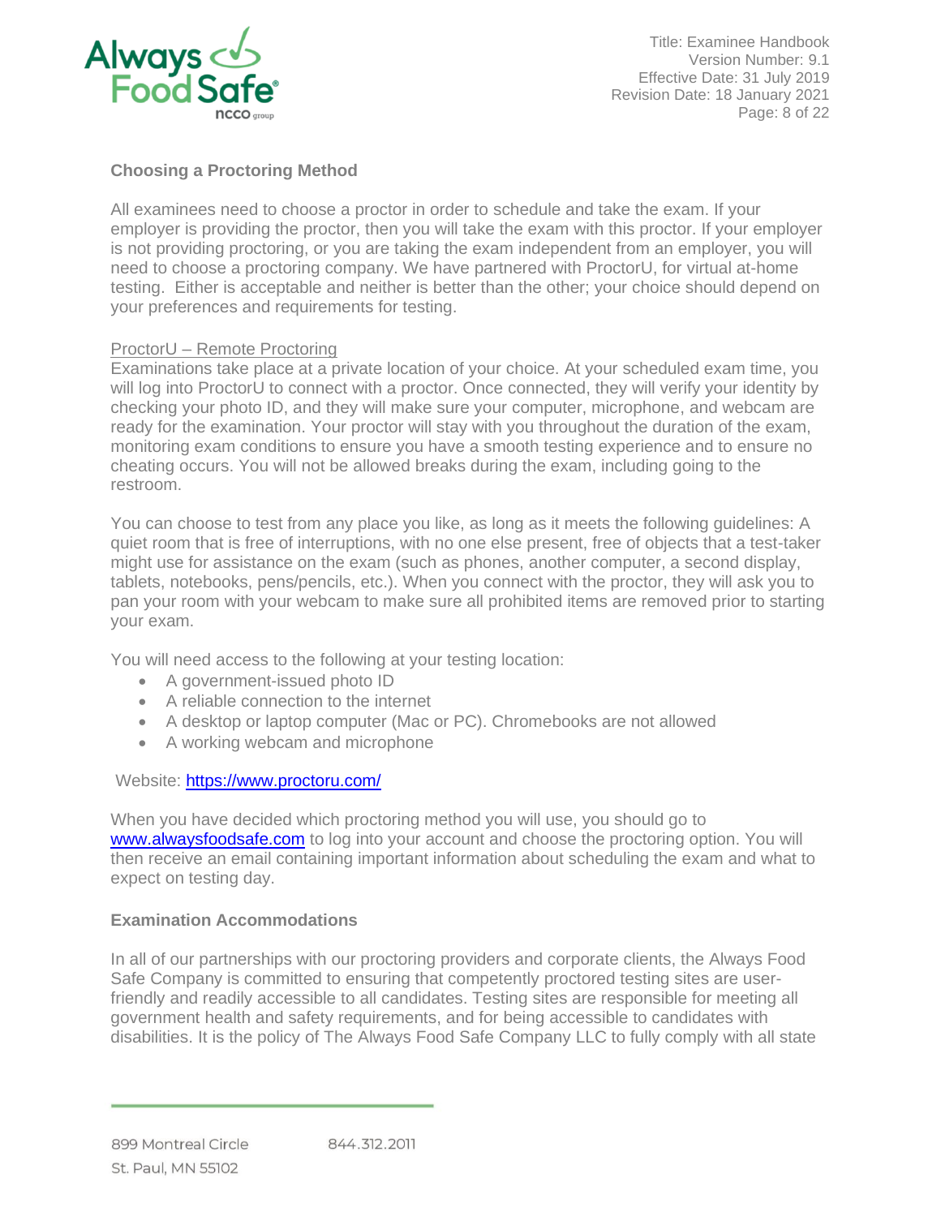## Choosing a Proctoring Method

All examinees need to choose a proctor in order to schedule and take the exam. If your employer is providing the proctor, then you will take the exam with this proctor. If your employer is not providing proctoring, or you are taking the exam independent from an employer, you will need to choose a proctoring company. We have partnered with ProctorU, for virtual at-home testing. Either is acceptable and neither is better than the other; your choice should depend on your preferences and requirements for testing.

<u>ProctorU – Remote Proctoring</u>

Examinations take place at a private location of your choice. At your scheduled exam time, you will log into ProctorU to connect with a proctor. Once connected, they will verify your identity by checking your photo ID, and they will make sure your computer, microphone, and webcam are ready for the examination. Your proctor will stay with you throughout the duration of the exam, monitoring exam conditions to ensure you have a smooth testing experience and to ensure no cheating occurs. You will not be allowed breaks during the exam, including going to the restroom.

You can choose to test from any place you like, as long as it meets the following guidelines: A quiet room that is free of interruptions, with no one else present, free of objects that a test-taker might use for assistance on the exam (such as phones, another computer, a second display, tablets, notebooks, pens/pencils, etc.). When you connect with the proctor, they will ask you to pan your room with your webcam to make sure all prohibited items are removed prior to starting your exam.

You will need access to the following at your testing location:

- A government-issued photo ID
- A reliable connection to the internet
- A desktop or laptop computer (Mac or PC). Chromebooks are not allowed
- A working webcam and microphone

Website: https://www.proctoru.com/

When you have decided which proctoring method you will use, you should go to www.alwaysfoodsafe.com to log into your account and choose the proctoring option. You will then receive an email containing important information about scheduling the exam and what to expect on testing day.

## Examination Accommodations

In all of our partnerships with our proctoring providers and corporate clients, the Always Food Safe Company is committed to ensuring that competently proctored testing sites are user-friendly and readily accessible to all candidates. Testing sites are responsible for meeting all government health and safety requirements, and for being accessible to candidates with disabilities. It is the policy of The Always Food Safe Company LLC to fully comply with all state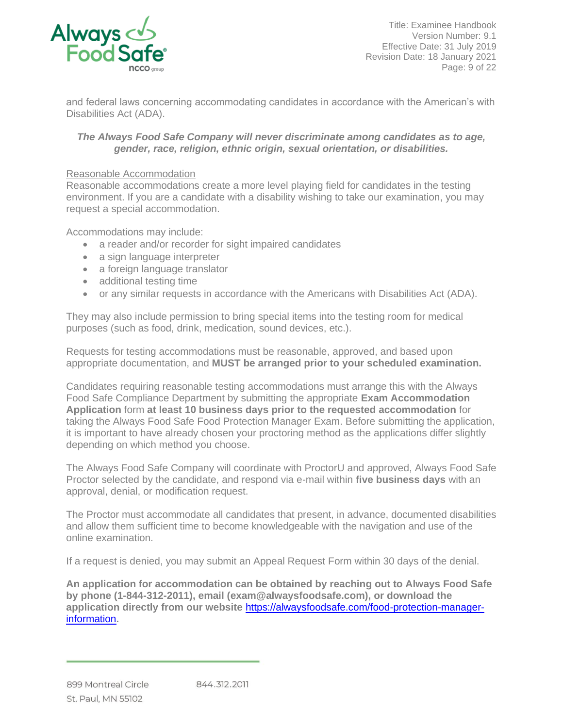and federal laws concerning accommodating candidates in accordance with the American's with Disabilities Act (ADA).

***The Always Food Safe Company will never discriminate among candidates as to age, gender, race, religion, ethnic origin, sexual orientation, or disabilities.***

Reasonable Accommodation

Reasonable accommodations create a more level playing field for candidates in the testing environment. If you are a candidate with a disability wishing to take our examination, you may request a special accommodation.

Accommodations may include:

- a reader and/or recorder for sight impaired candidates
- a sign language interpreter
- a foreign language translator
- additional testing time
- or any similar requests in accordance with the Americans with Disabilities Act (ADA).

They may also include permission to bring special items into the testing room for medical purposes (such as food, drink, medication, sound devices, etc.).

Requests for testing accommodations must be reasonable, approved, and based upon appropriate documentation, and **MUST be arranged prior to your scheduled examination.**

Candidates requiring reasonable testing accommodations must arrange this with the Always Food Safe Compliance Department by submitting the appropriate **Exam Accommodation Application** form **at least 10 business days prior to the requested accommodation** for taking the Always Food Safe Food Protection Manager Exam. Before submitting the application, it is important to have already chosen your proctoring method as the applications differ slightly depending on which method you choose.

The Always Food Safe Company will coordinate with ProctorU and approved, Always Food Safe Proctor selected by the candidate, and respond via e-mail within **five business days** with an approval, denial, or modification request.

The Proctor must accommodate all candidates that present, in advance, documented disabilities and allow them sufficient time to become knowledgeable with the navigation and use of the online examination.

If a request is denied, you may submit an Appeal Request Form within 30 days of the denial.

**An application for accommodation can be obtained by reaching out to Always Food Safe by phone (1-844-312-2011), email (exam@alwaysfoodsafe.com), or download the application directly from our website [https://alwaysfoodsafe.com/food-protection-manager-information](https://alwaysfoodsafe.com/food-protection-manager-information).**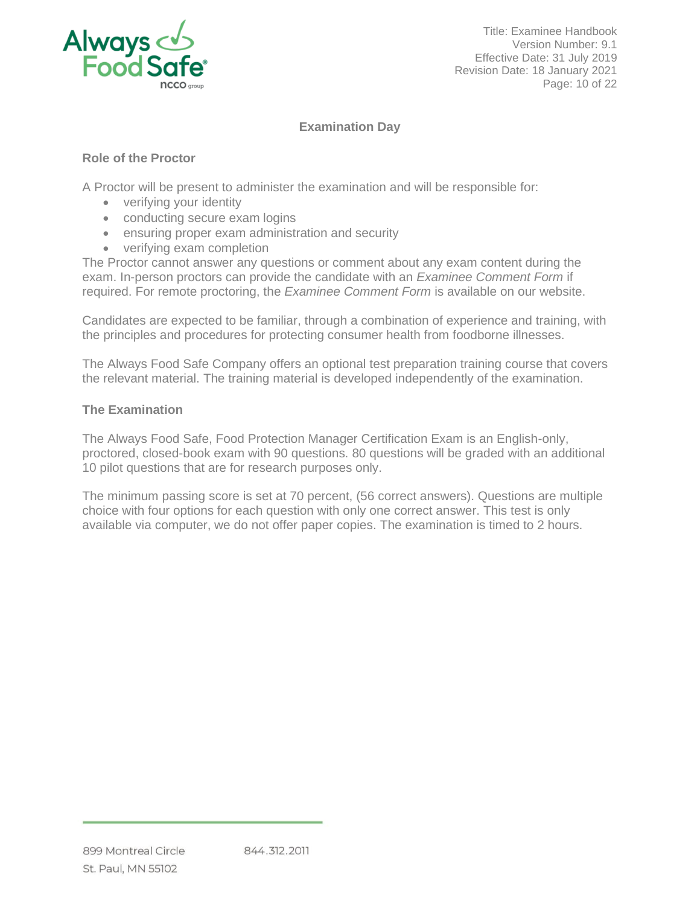## Examination Day

### Role of the Proctor

A Proctor will be present to administer the examination and will be responsible for:

- verifying your identity
- conducting secure exam logins
- ensuring proper exam administration and security
- verifying exam completion

The Proctor cannot answer any questions or comment about any exam content during the exam. In-person proctors can provide the candidate with an *Examinee Comment Form* if required. For remote proctoring, the *Examinee Comment Form* is available on our website.

Candidates are expected to be familiar, through a combination of experience and training, with the principles and procedures for protecting consumer health from foodborne illnesses.

The Always Food Safe Company offers an optional test preparation training course that covers the relevant material. The training material is developed independently of the examination.

### The Examination

The Always Food Safe, Food Protection Manager Certification Exam is an English-only, proctored, closed-book exam with 90 questions. 80 questions will be graded with an additional 10 pilot questions that are for research purposes only.

The minimum passing score is set at 70 percent, (56 correct answers). Questions are multiple choice with four options for each question with only one correct answer. This test is only available via computer, we do not offer paper copies. The examination is timed to 2 hours.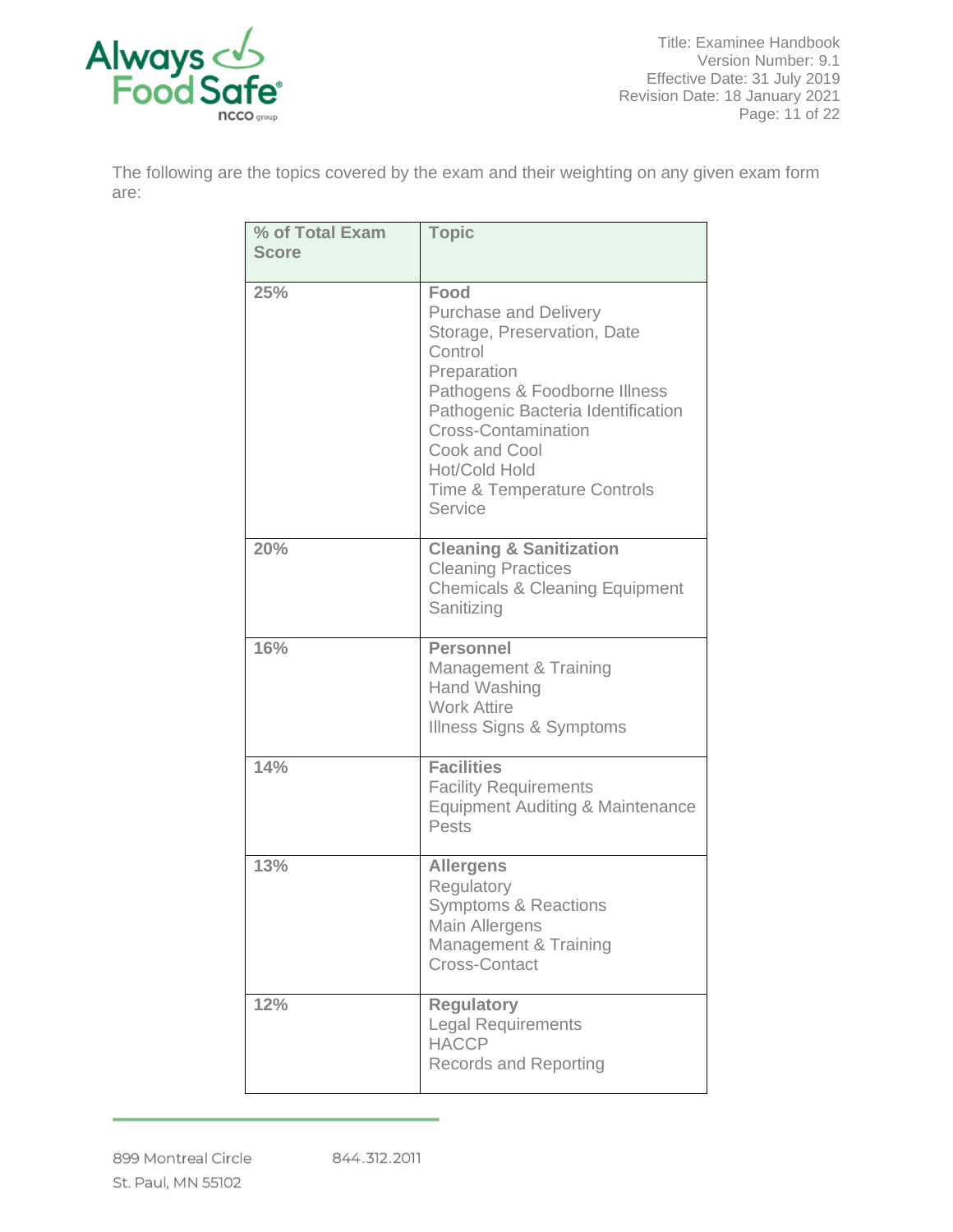The following are the topics covered by the exam and their weighting on any given exam form are:

| % of Total Exam Score | Topic |
|---|---|
| **25%** | **Food**<br>Purchase and Delivery<br>Storage, Preservation, Date Control<br>Preparation<br>Pathogens & Foodborne Illness<br>Pathogenic Bacteria Identification<br>Cross-Contamination<br>Cook and Cool<br>Hot/Cold Hold<br>Time & Temperature Controls<br>Service |
| **20%** | **Cleaning & Sanitization**<br>Cleaning Practices<br>Chemicals & Cleaning Equipment<br>Sanitizing |
| **16%** | **Personnel**<br>Management & Training<br>Hand Washing<br>Work Attire<br>Illness Signs & Symptoms |
| **14%** | **Facilities**<br>Facility Requirements<br>Equipment Auditing & Maintenance<br>Pests |
| **13%** | **Allergens**<br>Regulatory<br>Symptoms & Reactions<br>Main Allergens<br>Management & Training<br>Cross-Contact |
| **12%** | **Regulatory**<br>Legal Requirements<br>HACCP<br>Records and Reporting |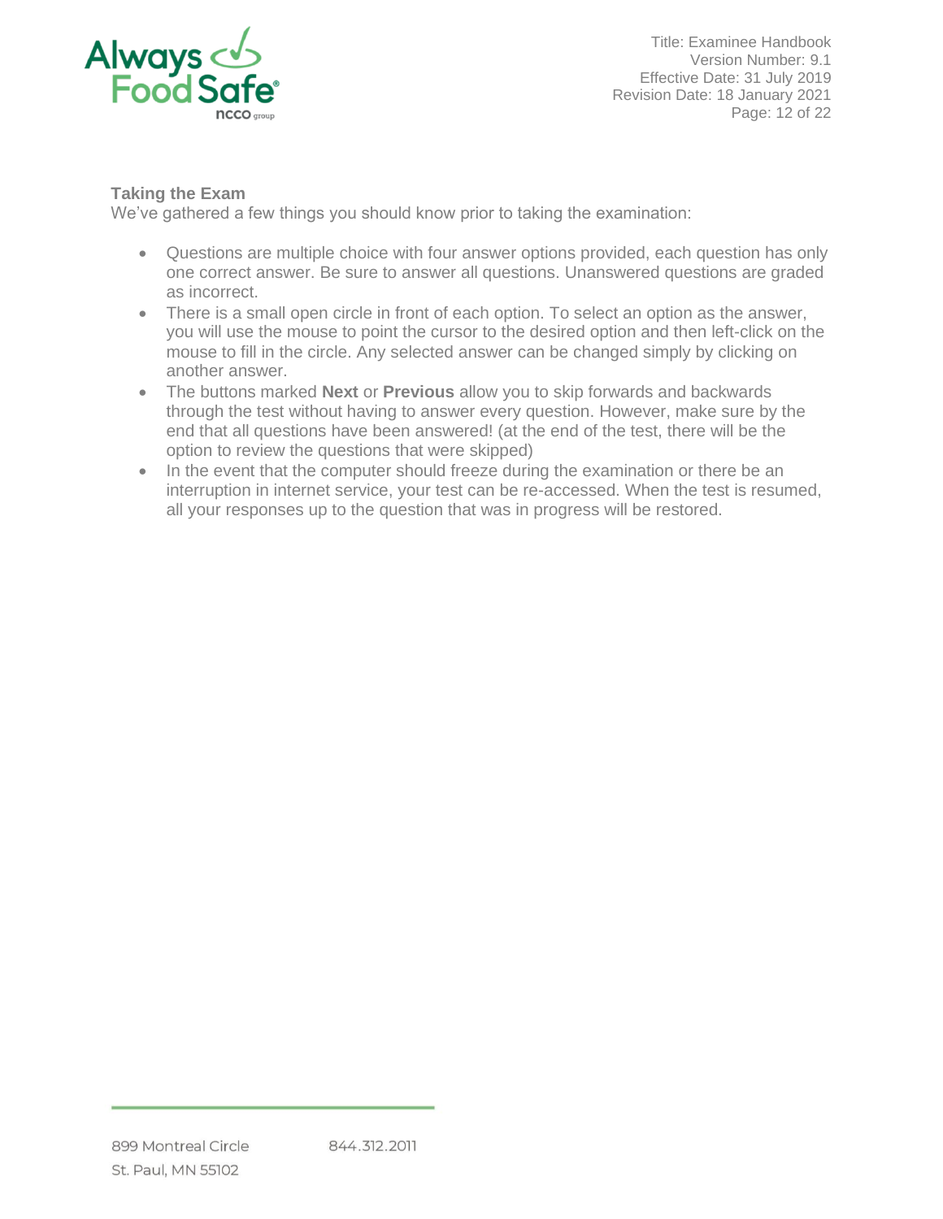**Taking the Exam**

We've gathered a few things you should know prior to taking the examination:

- Questions are multiple choice with four answer options provided, each question has only one correct answer. Be sure to answer all questions. Unanswered questions are graded as incorrect.
- There is a small open circle in front of each option. To select an option as the answer, you will use the mouse to point the cursor to the desired option and then left-click on the mouse to fill in the circle. Any selected answer can be changed simply by clicking on another answer.
- The buttons marked **Next** or **Previous** allow you to skip forwards and backwards through the test without having to answer every question. However, make sure by the end that all questions have been answered! (at the end of the test, there will be the option to review the questions that were skipped)
- In the event that the computer should freeze during the examination or there be an interruption in internet service, your test can be re-accessed. When the test is resumed, all your responses up to the question that was in progress will be restored.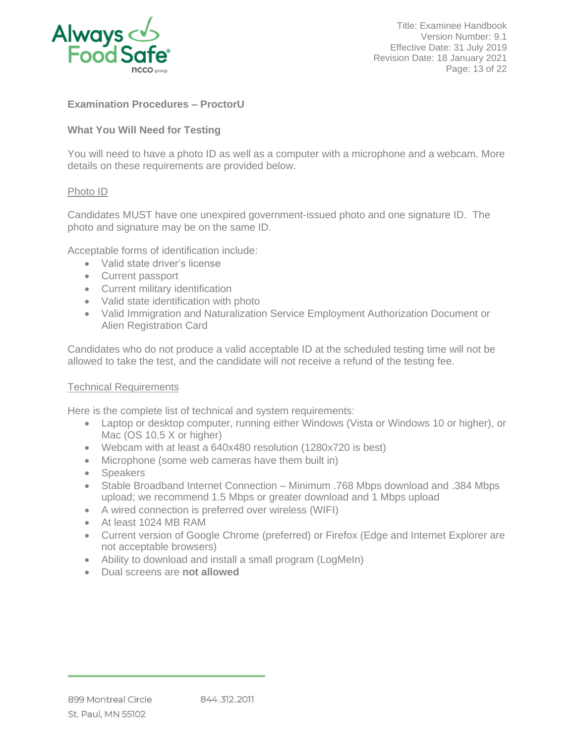## Examination Procedures – ProctorU

### What You Will Need for Testing

You will need to have a photo ID as well as a computer with a microphone and a webcam. More details on these requirements are provided below.

#### Photo ID

Candidates MUST have one unexpired government-issued photo and one signature ID. The photo and signature may be on the same ID.

Acceptable forms of identification include:

- Valid state driver's license
- Current passport
- Current military identification
- Valid state identification with photo
- Valid Immigration and Naturalization Service Employment Authorization Document or Alien Registration Card

Candidates who do not produce a valid acceptable ID at the scheduled testing time will not be allowed to take the test, and the candidate will not receive a refund of the testing fee.

#### Technical Requirements

Here is the complete list of technical and system requirements:

- Laptop or desktop computer, running either Windows (Vista or Windows 10 or higher), or Mac (OS 10.5 X or higher)
- Webcam with at least a 640x480 resolution (1280x720 is best)
- Microphone (some web cameras have them built in)
- Speakers
- Stable Broadband Internet Connection – Minimum .768 Mbps download and .384 Mbps upload; we recommend 1.5 Mbps or greater download and 1 Mbps upload
- A wired connection is preferred over wireless (WIFI)
- At least 1024 MB RAM
- Current version of Google Chrome (preferred) or Firefox (Edge and Internet Explorer are not acceptable browsers)
- Ability to download and install a small program (LogMeIn)
- Dual screens are **not allowed**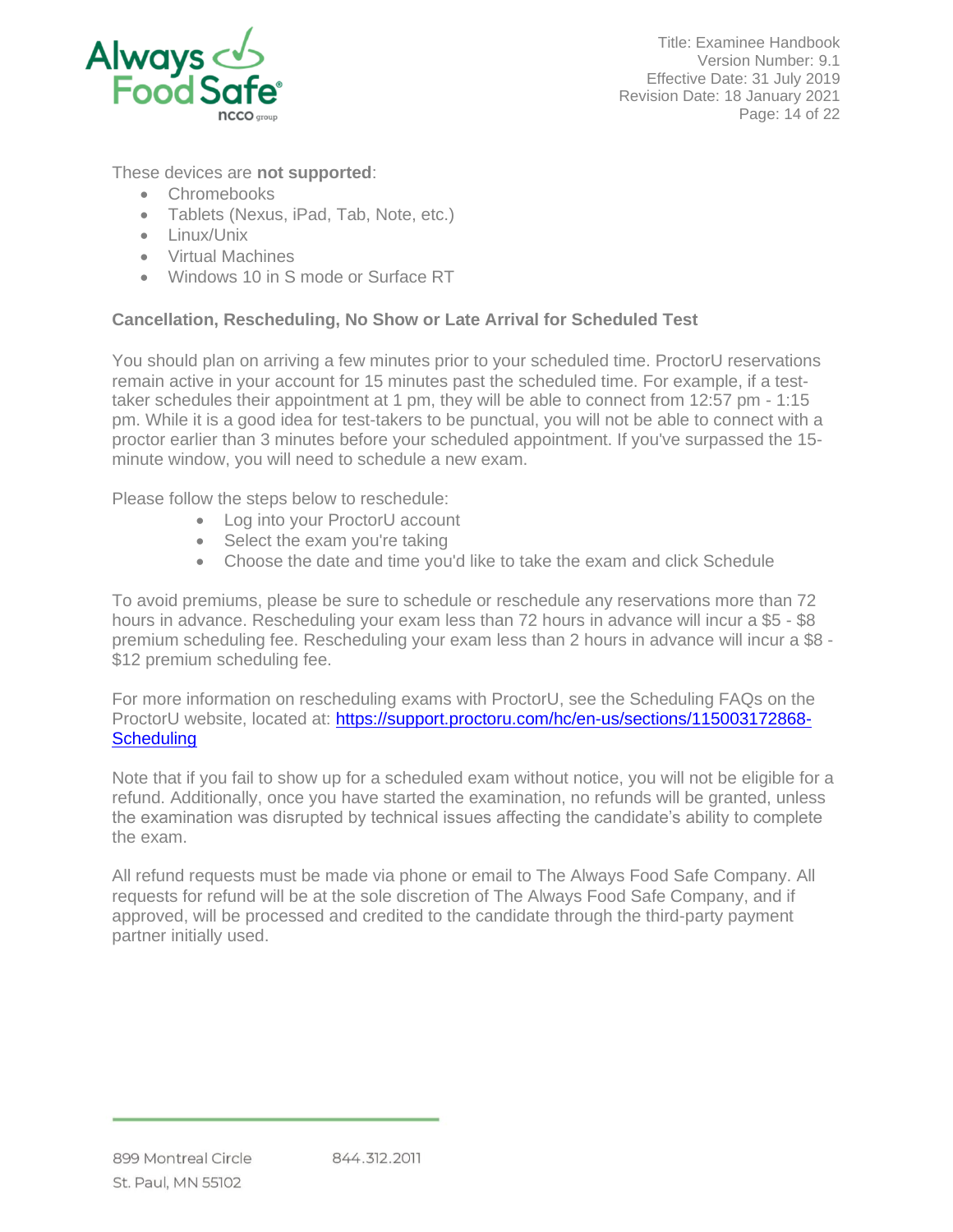These devices are **not supported**:

- Chromebooks
- Tablets (Nexus, iPad, Tab, Note, etc.)
- Linux/Unix
- Virtual Machines
- Windows 10 in S mode or Surface RT

### Cancellation, Rescheduling, No Show or Late Arrival for Scheduled Test

You should plan on arriving a few minutes prior to your scheduled time. ProctorU reservations remain active in your account for 15 minutes past the scheduled time. For example, if a test-taker schedules their appointment at 1 pm, they will be able to connect from 12:57 pm - 1:15 pm. While it is a good idea for test-takers to be punctual, you will not be able to connect with a proctor earlier than 3 minutes before your scheduled appointment. If you've surpassed the 15-minute window, you will need to schedule a new exam.

Please follow the steps below to reschedule:

- Log into your ProctorU account
- Select the exam you're taking
- Choose the date and time you'd like to take the exam and click Schedule

To avoid premiums, please be sure to schedule or reschedule any reservations more than 72 hours in advance. Rescheduling your exam less than 72 hours in advance will incur a $5 - $8 premium scheduling fee. Rescheduling your exam less than 2 hours in advance will incur a $8 - $12 premium scheduling fee.

For more information on rescheduling exams with ProctorU, see the Scheduling FAQs on the ProctorU website, located at: [https://support.proctoru.com/hc/en-us/sections/115003172868-Scheduling](https://support.proctoru.com/hc/en-us/sections/115003172868-Scheduling)

Note that if you fail to show up for a scheduled exam without notice, you will not be eligible for a refund. Additionally, once you have started the examination, no refunds will be granted, unless the examination was disrupted by technical issues affecting the candidate's ability to complete the exam.

All refund requests must be made via phone or email to The Always Food Safe Company. All requests for refund will be at the sole discretion of The Always Food Safe Company, and if approved, will be processed and credited to the candidate through the third-party payment partner initially used.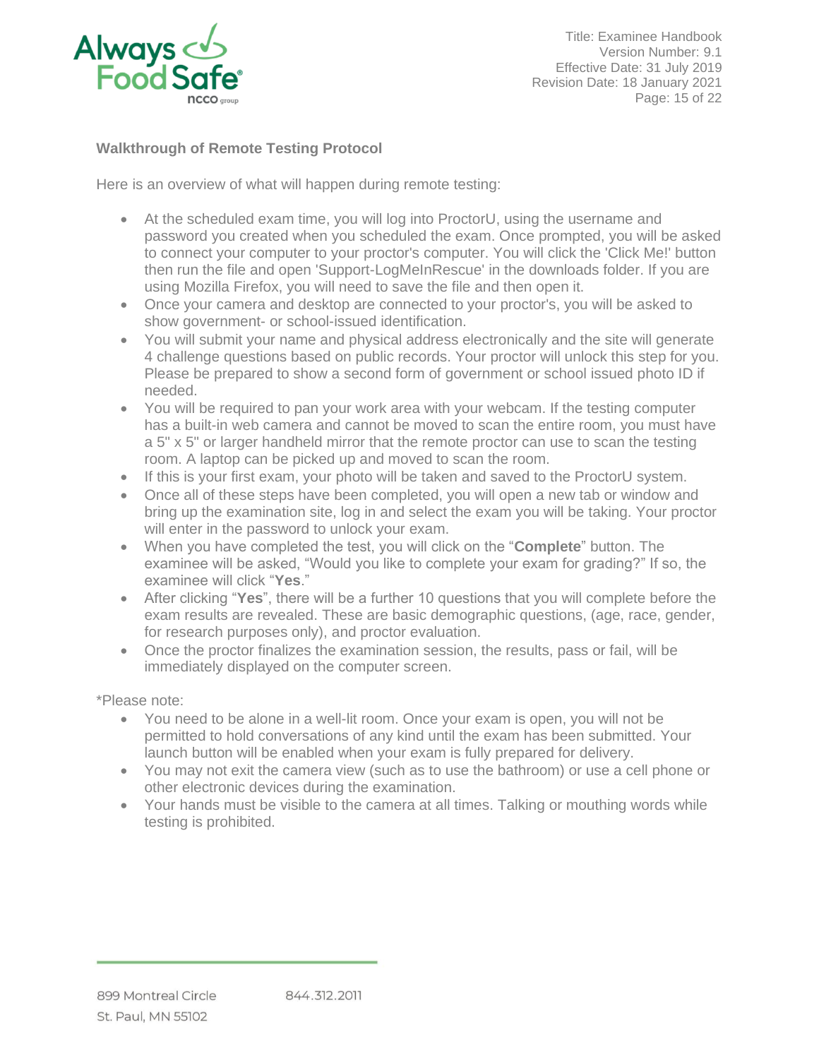## Walkthrough of Remote Testing Protocol

Here is an overview of what will happen during remote testing:

- At the scheduled exam time, you will log into ProctorU, using the username and password you created when you scheduled the exam. Once prompted, you will be asked to connect your computer to your proctor's computer. You will click the 'Click Me!' button then run the file and open 'Support-LogMeInRescue' in the downloads folder. If you are using Mozilla Firefox, you will need to save the file and then open it.
- Once your camera and desktop are connected to your proctor's, you will be asked to show government- or school-issued identification.
- You will submit your name and physical address electronically and the site will generate 4 challenge questions based on public records. Your proctor will unlock this step for you. Please be prepared to show a second form of government or school issued photo ID if needed.
- You will be required to pan your work area with your webcam. If the testing computer has a built-in web camera and cannot be moved to scan the entire room, you must have a 5" x 5" or larger handheld mirror that the remote proctor can use to scan the testing room. A laptop can be picked up and moved to scan the room.
- If this is your first exam, your photo will be taken and saved to the ProctorU system.
- Once all of these steps have been completed, you will open a new tab or window and bring up the examination site, log in and select the exam you will be taking. Your proctor will enter in the password to unlock your exam.
- When you have completed the test, you will click on the "**Complete**" button. The examinee will be asked, "Would you like to complete your exam for grading?" If so, the examinee will click "**Yes**."
- After clicking "**Yes**", there will be a further 10 questions that you will complete before the exam results are revealed. These are basic demographic questions, (age, race, gender, for research purposes only), and proctor evaluation.
- Once the proctor finalizes the examination session, the results, pass or fail, will be immediately displayed on the computer screen.

*Please note:

- You need to be alone in a well-lit room. Once your exam is open, you will not be permitted to hold conversations of any kind until the exam has been submitted. Your launch button will be enabled when your exam is fully prepared for delivery.
- You may not exit the camera view (such as to use the bathroom) or use a cell phone or other electronic devices during the examination.
- Your hands must be visible to the camera at all times. Talking or mouthing words while testing is prohibited.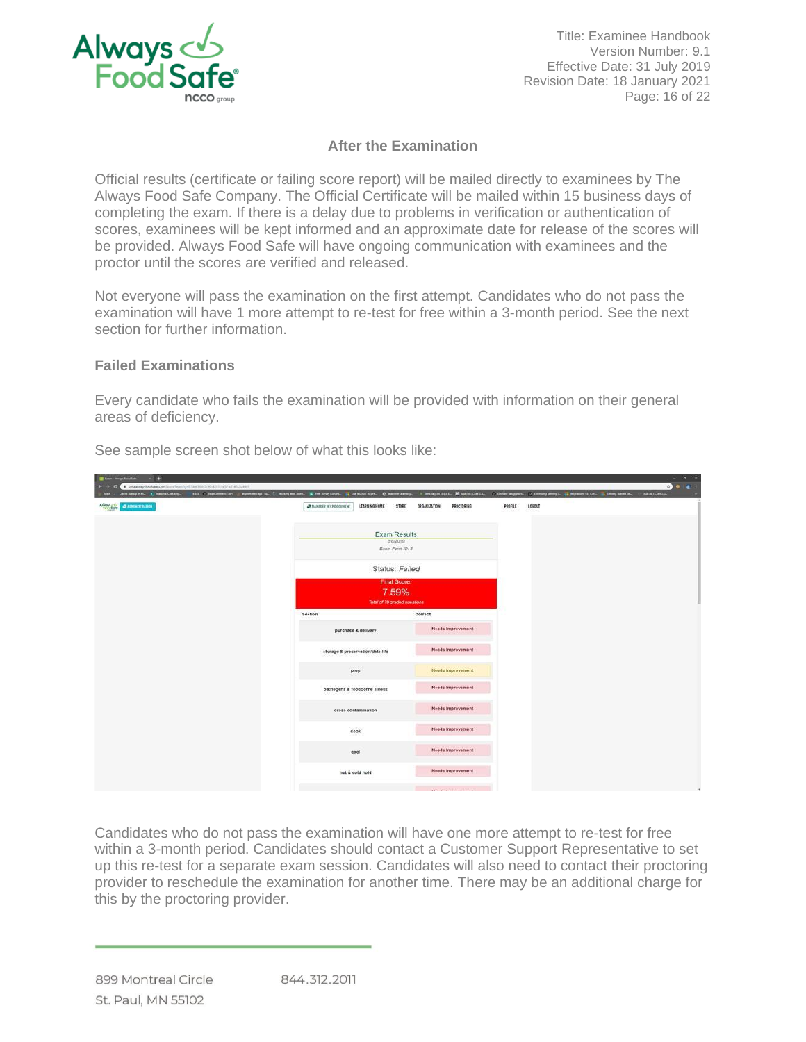## After the Examination

Official results (certificate or failing score report) will be mailed directly to examinees by The Always Food Safe Company. The Official Certificate will be mailed within 15 business days of completing the exam. If there is a delay due to problems in verification or authentication of scores, examinees will be kept informed and an approximate date for release of the scores will be provided. Always Food Safe will have ongoing communication with examinees and the proctor until the scores are verified and released.

Not everyone will pass the examination on the first attempt. Candidates who do not pass the examination will have 1 more attempt to re-test for free within a 3-month period. See the next section for further information.

### Failed Examinations

Every candidate who fails the examination will be provided with information on their general areas of deficiency.

See sample screen shot below of what this looks like:

Candidates who do not pass the examination will have one more attempt to re-test for free within a 3-month period. Candidates should contact a Customer Support Representative to set up this re-test for a separate exam session. Candidates will also need to contact their proctoring provider to reschedule the examination for another time. There may be an additional charge for this by the proctoring provider.

899 Montreal Circle
St. Paul, MN 55102

844.312.2011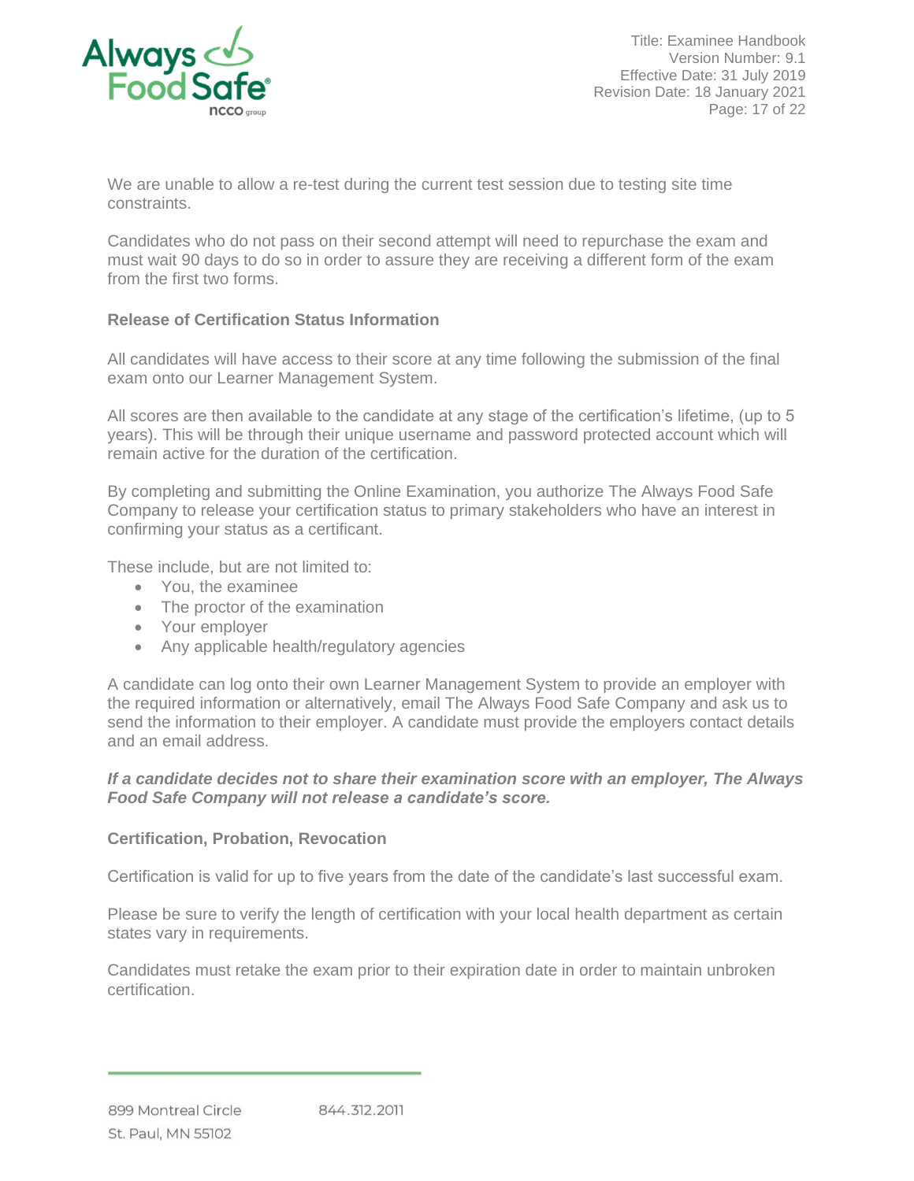We are unable to allow a re-test during the current test session due to testing site time constraints.

Candidates who do not pass on their second attempt will need to repurchase the exam and must wait 90 days to do so in order to assure they are receiving a different form of the exam from the first two forms.

**Release of Certification Status Information**

All candidates will have access to their score at any time following the submission of the final exam onto our Learner Management System.

All scores are then available to the candidate at any stage of the certification's lifetime, (up to 5 years). This will be through their unique username and password protected account which will remain active for the duration of the certification.

By completing and submitting the Online Examination, you authorize The Always Food Safe Company to release your certification status to primary stakeholders who have an interest in confirming your status as a certificant.

These include, but are not limited to:

- You, the examinee
- The proctor of the examination
- Your employer
- Any applicable health/regulatory agencies

A candidate can log onto their own Learner Management System to provide an employer with the required information or alternatively, email The Always Food Safe Company and ask us to send the information to their employer. A candidate must provide the employers contact details and an email address.

***If a candidate decides not to share their examination score with an employer, The Always Food Safe Company will not release a candidate's score.***

**Certification, Probation, Revocation**

Certification is valid for up to five years from the date of the candidate's last successful exam.

Please be sure to verify the length of certification with your local health department as certain states vary in requirements.

Candidates must retake the exam prior to their expiration date in order to maintain unbroken certification.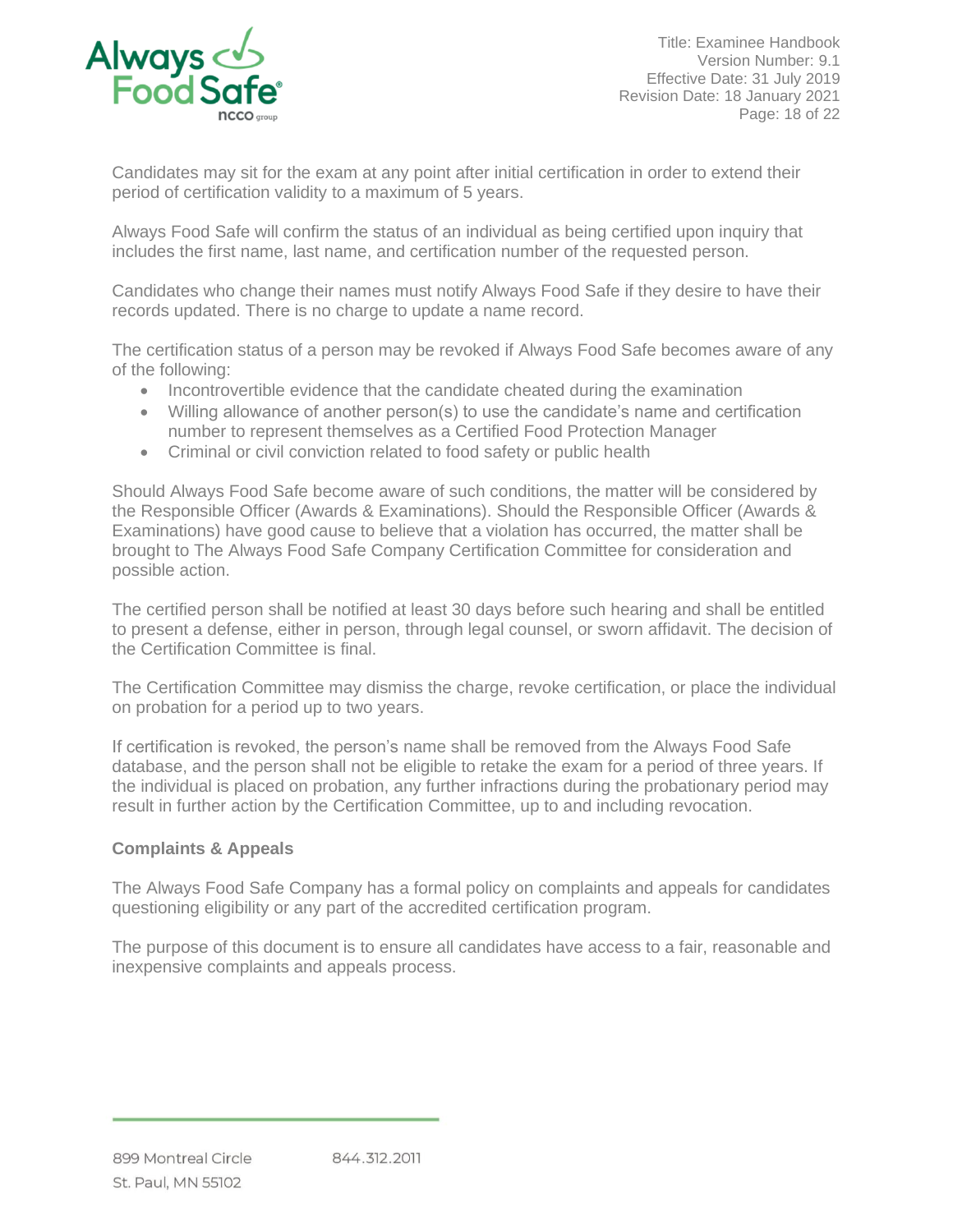Candidates may sit for the exam at any point after initial certification in order to extend their period of certification validity to a maximum of 5 years.

Always Food Safe will confirm the status of an individual as being certified upon inquiry that includes the first name, last name, and certification number of the requested person.

Candidates who change their names must notify Always Food Safe if they desire to have their records updated. There is no charge to update a name record.

The certification status of a person may be revoked if Always Food Safe becomes aware of any of the following:

- Incontrovertible evidence that the candidate cheated during the examination
- Willing allowance of another person(s) to use the candidate's name and certification number to represent themselves as a Certified Food Protection Manager
- Criminal or civil conviction related to food safety or public health

Should Always Food Safe become aware of such conditions, the matter will be considered by the Responsible Officer (Awards & Examinations). Should the Responsible Officer (Awards & Examinations) have good cause to believe that a violation has occurred, the matter shall be brought to The Always Food Safe Company Certification Committee for consideration and possible action.

The certified person shall be notified at least 30 days before such hearing and shall be entitled to present a defense, either in person, through legal counsel, or sworn affidavit. The decision of the Certification Committee is final.

The Certification Committee may dismiss the charge, revoke certification, or place the individual on probation for a period up to two years.

If certification is revoked, the person's name shall be removed from the Always Food Safe database, and the person shall not be eligible to retake the exam for a period of three years. If the individual is placed on probation, any further infractions during the probationary period may result in further action by the Certification Committee, up to and including revocation.

**Complaints & Appeals**

The Always Food Safe Company has a formal policy on complaints and appeals for candidates questioning eligibility or any part of the accredited certification program.

The purpose of this document is to ensure all candidates have access to a fair, reasonable and inexpensive complaints and appeals process.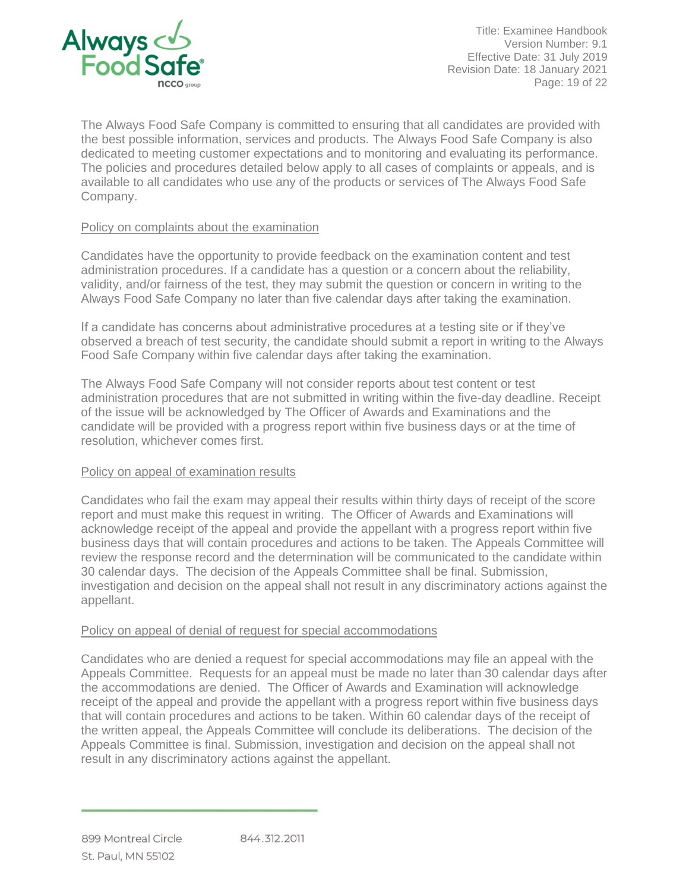The Always Food Safe Company is committed to ensuring that all candidates are provided with the best possible information, services and products. The Always Food Safe Company is also dedicated to meeting customer expectations and to monitoring and evaluating its performance. The policies and procedures detailed below apply to all cases of complaints or appeals, and is available to all candidates who use any of the products or services of The Always Food Safe Company.

## Policy on complaints about the examination

Candidates have the opportunity to provide feedback on the examination content and test administration procedures. If a candidate has a question or a concern about the reliability, validity, and/or fairness of the test, they may submit the question or concern in writing to the Always Food Safe Company no later than five calendar days after taking the examination.

If a candidate has concerns about administrative procedures at a testing site or if they've observed a breach of test security, the candidate should submit a report in writing to the Always Food Safe Company within five calendar days after taking the examination.

The Always Food Safe Company will not consider reports about test content or test administration procedures that are not submitted in writing within the five-day deadline. Receipt of the issue will be acknowledged by The Officer of Awards and Examinations and the candidate will be provided with a progress report within five business days or at the time of resolution, whichever comes first.

## Policy on appeal of examination results

Candidates who fail the exam may appeal their results within thirty days of receipt of the score report and must make this request in writing. The Officer of Awards and Examinations will acknowledge receipt of the appeal and provide the appellant with a progress report within five business days that will contain procedures and actions to be taken. The Appeals Committee will review the response record and the determination will be communicated to the candidate within 30 calendar days. The decision of the Appeals Committee shall be final. Submission, investigation and decision on the appeal shall not result in any discriminatory actions against the appellant.

## Policy on appeal of denial of request for special accommodations

Candidates who are denied a request for special accommodations may file an appeal with the Appeals Committee. Requests for an appeal must be made no later than 30 calendar days after the accommodations are denied. The Officer of Awards and Examination will acknowledge receipt of the appeal and provide the appellant with a progress report within five business days that will contain procedures and actions to be taken. Within 60 calendar days of the receipt of the written appeal, the Appeals Committee will conclude its deliberations. The decision of the Appeals Committee is final. Submission, investigation and decision on the appeal shall not result in any discriminatory actions against the appellant.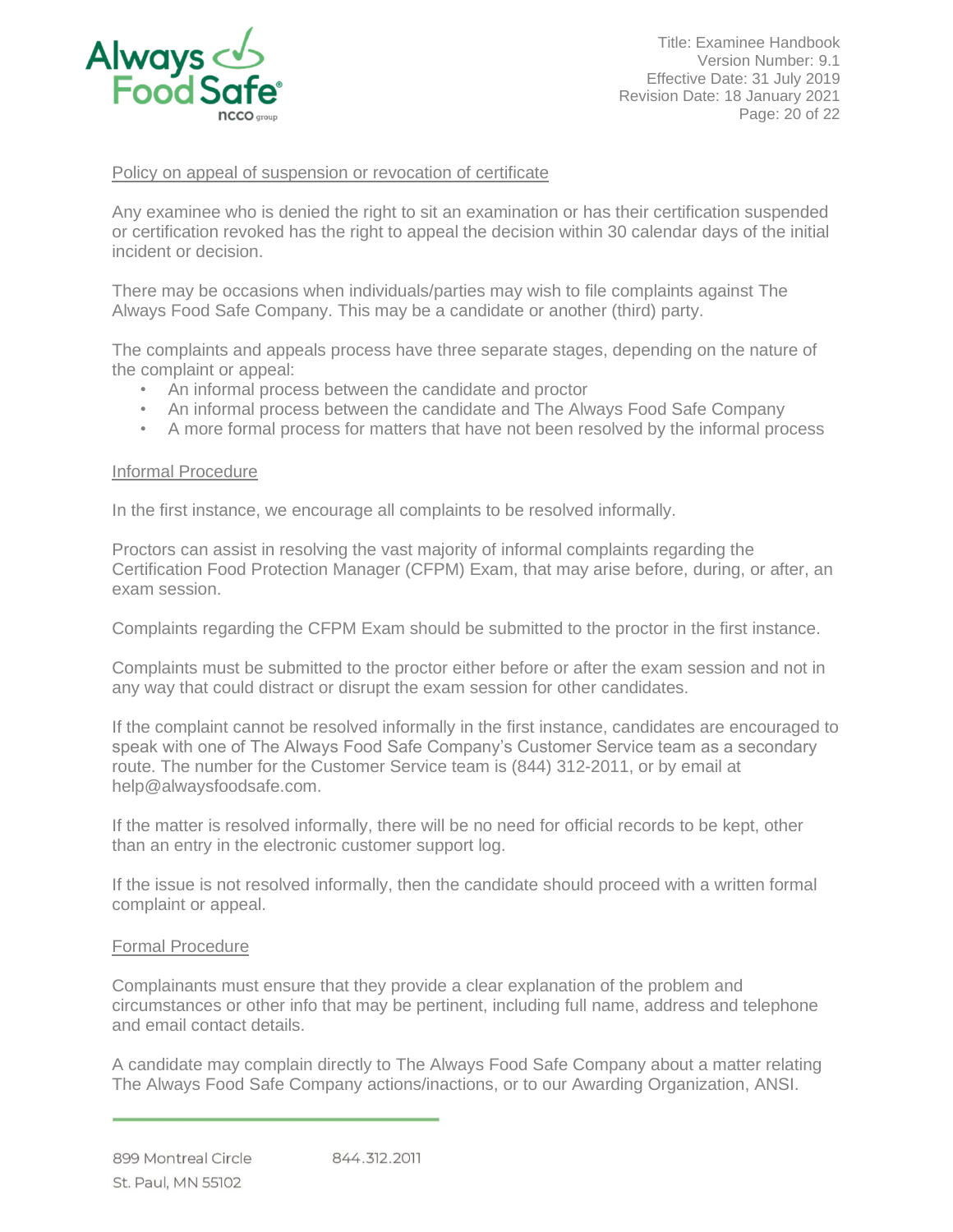Policy on appeal of suspension or revocation of certificate

Any examinee who is denied the right to sit an examination or has their certification suspended or certification revoked has the right to appeal the decision within 30 calendar days of the initial incident or decision.

There may be occasions when individuals/parties may wish to file complaints against The Always Food Safe Company. This may be a candidate or another (third) party.

The complaints and appeals process have three separate stages, depending on the nature of the complaint or appeal:

- An informal process between the candidate and proctor
- An informal process between the candidate and The Always Food Safe Company
- A more formal process for matters that have not been resolved by the informal process

Informal Procedure

In the first instance, we encourage all complaints to be resolved informally.

Proctors can assist in resolving the vast majority of informal complaints regarding the Certification Food Protection Manager (CFPM) Exam, that may arise before, during, or after, an exam session.

Complaints regarding the CFPM Exam should be submitted to the proctor in the first instance.

Complaints must be submitted to the proctor either before or after the exam session and not in any way that could distract or disrupt the exam session for other candidates.

If the complaint cannot be resolved informally in the first instance, candidates are encouraged to speak with one of The Always Food Safe Company's Customer Service team as a secondary route. The number for the Customer Service team is (844) 312-2011, or by email at help@alwaysfoodsafe.com.

If the matter is resolved informally, there will be no need for official records to be kept, other than an entry in the electronic customer support log.

If the issue is not resolved informally, then the candidate should proceed with a written formal complaint or appeal.

Formal Procedure

Complainants must ensure that they provide a clear explanation of the problem and circumstances or other info that may be pertinent, including full name, address and telephone and email contact details.

A candidate may complain directly to The Always Food Safe Company about a matter relating The Always Food Safe Company actions/inactions, or to our Awarding Organization, ANSI.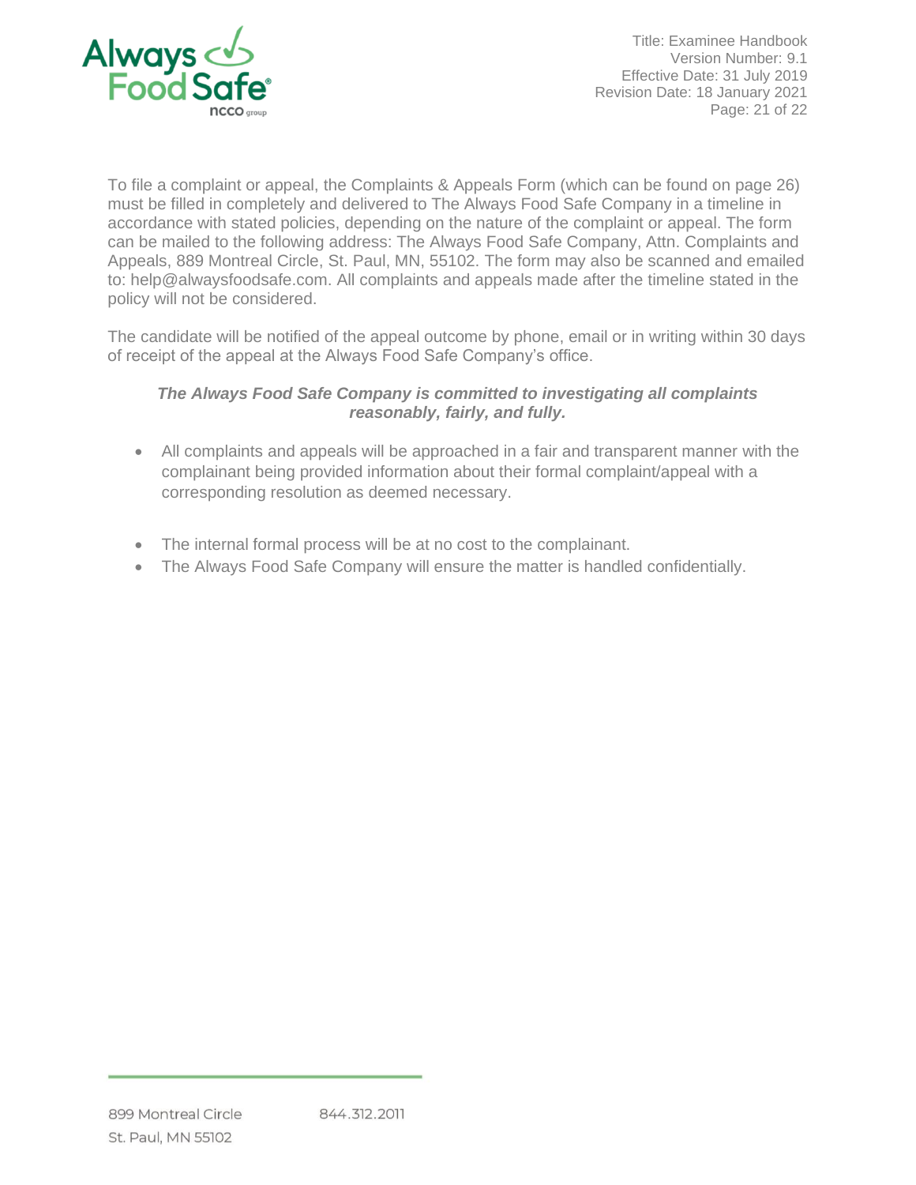To file a complaint or appeal, the Complaints & Appeals Form (which can be found on page 26) must be filled in completely and delivered to The Always Food Safe Company in a timeline in accordance with stated policies, depending on the nature of the complaint or appeal. The form can be mailed to the following address: The Always Food Safe Company, Attn. Complaints and Appeals, 889 Montreal Circle, St. Paul, MN, 55102. The form may also be scanned and emailed to: help@alwaysfoodsafe.com. All complaints and appeals made after the timeline stated in the policy will not be considered.

The candidate will be notified of the appeal outcome by phone, email or in writing within 30 days of receipt of the appeal at the Always Food Safe Company's office.

***The Always Food Safe Company is committed to investigating all complaints reasonably, fairly, and fully.***

- All complaints and appeals will be approached in a fair and transparent manner with the complainant being provided information about their formal complaint/appeal with a corresponding resolution as deemed necessary.
- The internal formal process will be at no cost to the complainant.
- The Always Food Safe Company will ensure the matter is handled confidentially.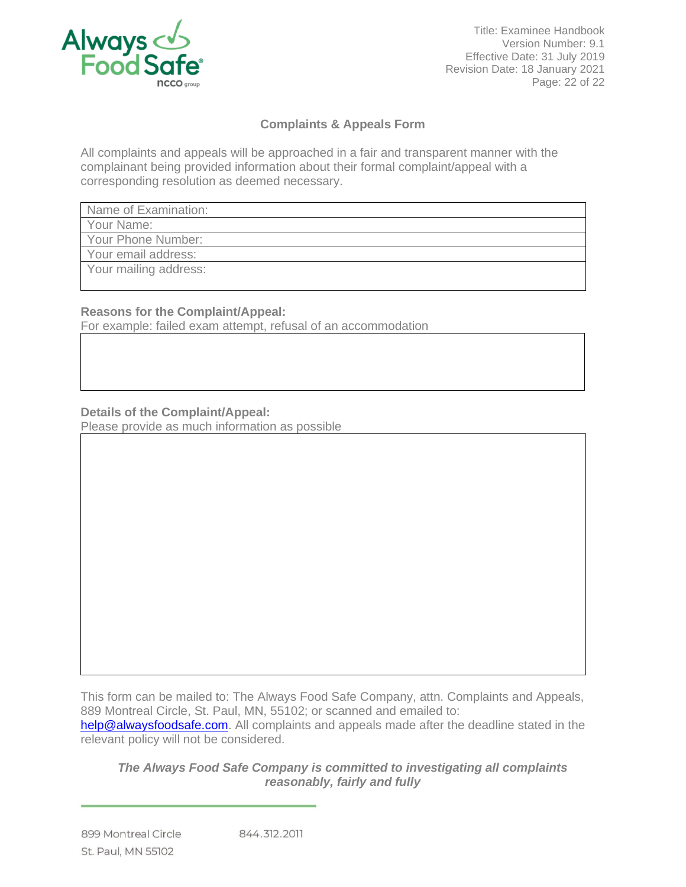## Complaints & Appeals Form

All complaints and appeals will be approached in a fair and transparent manner with the complainant being provided information about their formal complaint/appeal with a corresponding resolution as deemed necessary.

| |
|---|
| Name of Examination: |
| Your Name: |
| Your Phone Number: |
| Your email address: |
| Your mailing address: |

**Reasons for the Complaint/Appeal:**
For example: failed exam attempt, refusal of an accommodation

**Details of the Complaint/Appeal:**
Please provide as much information as possible

This form can be mailed to: The Always Food Safe Company, attn. Complaints and Appeals, 889 Montreal Circle, St. Paul, MN, 55102; or scanned and emailed to: help@alwaysfoodsafe.com. All complaints and appeals made after the deadline stated in the relevant policy will not be considered.

***The Always Food Safe Company is committed to investigating all complaints reasonably, fairly and fully***

899 Montreal Circle
St. Paul, MN 55102

844.312.2011